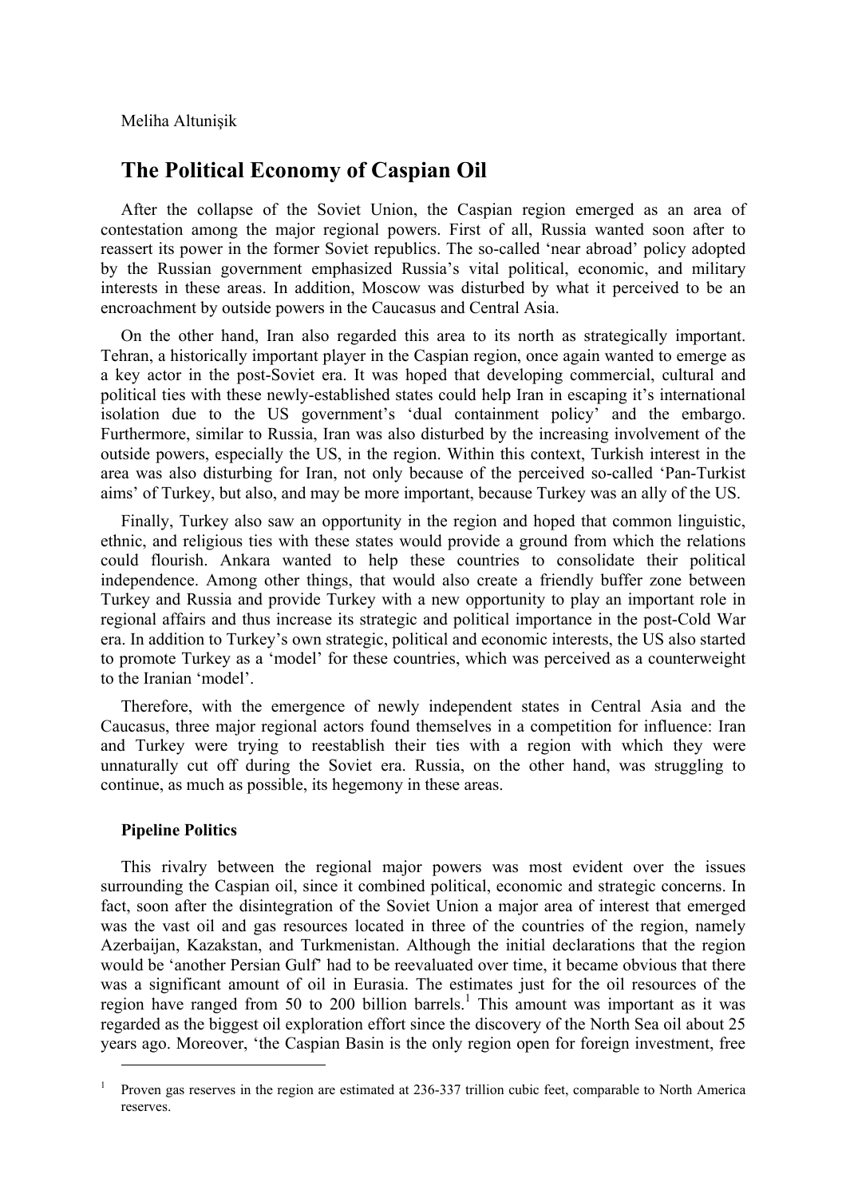Meliha Altunişik

# The Political Economy of Caspian Oil

After the collapse of the Soviet Union, the Caspian region emerged as an area of contestation among the major regional powers. First of all, Russia wanted soon after to reassert its power in the former Soviet republics. The so-called 'near abroad' policy adopted by the Russian government emphasized Russia's vital political, economic, and military interests in these areas. In addition, Moscow was disturbed by what it perceived to be an encroachment by outside powers in the Caucasus and Central Asia.

On the other hand, Iran also regarded this area to its north as strategically important. Tehran, a historically important player in the Caspian region, once again wanted to emerge as a key actor in the post-Soviet era. It was hoped that developing commercial, cultural and political ties with these newly-established states could help Iran in escaping it's international isolation due to the US government's 'dual containment policy' and the embargo. Furthermore, similar to Russia, Iran was also disturbed by the increasing involvement of the outside powers, especially the US, in the region. Within this context, Turkish interest in the area was also disturbing for Iran, not only because of the perceived so-called 'Pan-Turkist aims' of Turkey, but also, and may be more important, because Turkey was an ally of the US.

Finally, Turkey also saw an opportunity in the region and hoped that common linguistic, ethnic, and religious ties with these states would provide a ground from which the relations could flourish. Ankara wanted to help these countries to consolidate their political independence. Among other things, that would also create a friendly buffer zone between Turkey and Russia and provide Turkey with a new opportunity to play an important role in regional affairs and thus increase its strategic and political importance in the post-Cold War era. In addition to Turkey's own strategic, political and economic interests, the US also started to promote Turkey as a 'model' for these countries, which was perceived as a counterweight to the Iranian 'model'.

Therefore, with the emergence of newly independent states in Central Asia and the Caucasus, three major regional actors found themselves in a competition for influence: Iran and Turkey were trying to reestablish their ties with a region with which they were unnaturally cut off during the Soviet era. Russia, on the other hand, was struggling to continue, as much as possible, its hegemony in these areas.

**Pipeline Politics**

This rivalry between the regional major powers was most evident over the issues surrounding the Caspian oil, since it combined political, economic and strategic concerns. In fact, soon after the disintegration of the Soviet Union a major area of interest that emerged was the vast oil and gas resources located in three of the countries of the region, namely Azerbaijan, Kazakstan, and Turkmenistan. Although the initial declarations that the region would be 'another Persian Gulf' had to be reevaluated over time, it became obvious that there was a significant amount of oil in Eurasia. The estimates just for the oil resources of the region have ranged from 50 to 200 billion barrels.[1] This amount was important as it was regarded as the biggest oil exploration effort since the discovery of the North Sea oil about 25 years ago. Moreover, 'the Caspian Basin is the only region open for foreign investment, free

[1] Proven gas reserves in the region are estimated at 236-337 trillion cubic feet, comparable to North America reserves.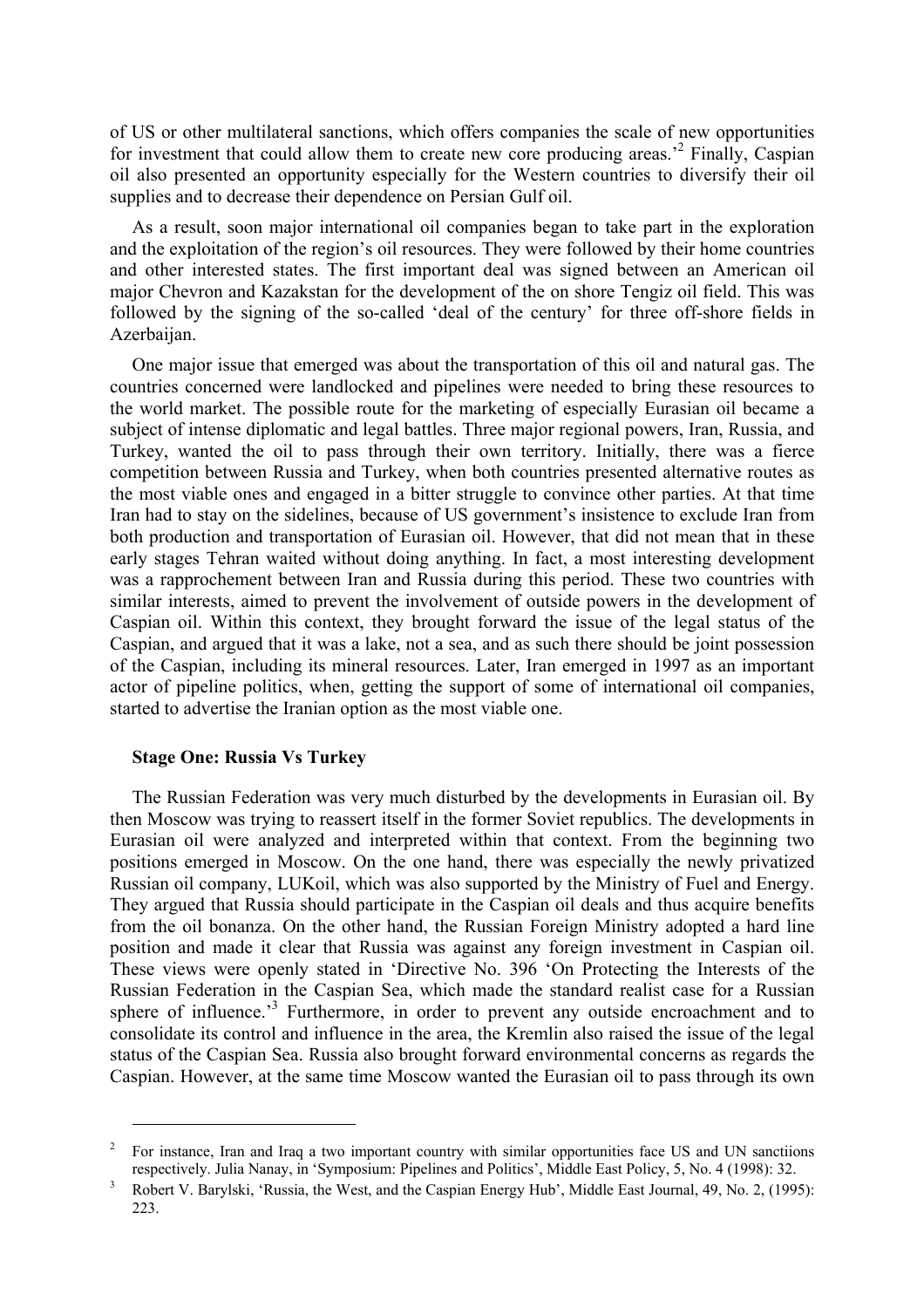of US or other multilateral sanctions, which offers companies the scale of new opportunities for investment that could allow them to create new core producing areas.'[2] Finally, Caspian oil also presented an opportunity especially for the Western countries to diversify their oil supplies and to decrease their dependence on Persian Gulf oil.

As a result, soon major international oil companies began to take part in the exploration and the exploitation of the region's oil resources. They were followed by their home countries and other interested states. The first important deal was signed between an American oil major Chevron and Kazakstan for the development of the on shore Tengiz oil field. This was followed by the signing of the so-called 'deal of the century' for three off-shore fields in Azerbaijan.

One major issue that emerged was about the transportation of this oil and natural gas. The countries concerned were landlocked and pipelines were needed to bring these resources to the world market. The possible route for the marketing of especially Eurasian oil became a subject of intense diplomatic and legal battles. Three major regional powers, Iran, Russia, and Turkey, wanted the oil to pass through their own territory. Initially, there was a fierce competition between Russia and Turkey, when both countries presented alternative routes as the most viable ones and engaged in a bitter struggle to convince other parties. At that time Iran had to stay on the sidelines, because of US government's insistence to exclude Iran from both production and transportation of Eurasian oil. However, that did not mean that in these early stages Tehran waited without doing anything. In fact, a most interesting development was a rapprochement between Iran and Russia during this period. These two countries with similar interests, aimed to prevent the involvement of outside powers in the development of Caspian oil. Within this context, they brought forward the issue of the legal status of the Caspian, and argued that it was a lake, not a sea, and as such there should be joint possession of the Caspian, including its mineral resources. Later, Iran emerged in 1997 as an important actor of pipeline politics, when, getting the support of some of international oil companies, started to advertise the Iranian option as the most viable one.

## Stage One: Russia Vs Turkey

The Russian Federation was very much disturbed by the developments in Eurasian oil. By then Moscow was trying to reassert itself in the former Soviet republics. The developments in Eurasian oil were analyzed and interpreted within that context. From the beginning two positions emerged in Moscow. On the one hand, there was especially the newly privatized Russian oil company, LUKoil, which was also supported by the Ministry of Fuel and Energy. They argued that Russia should participate in the Caspian oil deals and thus acquire benefits from the oil bonanza. On the other hand, the Russian Foreign Ministry adopted a hard line position and made it clear that Russia was against any foreign investment in Caspian oil. These views were openly stated in 'Directive No. 396 'On Protecting the Interests of the Russian Federation in the Caspian Sea, which made the standard realist case for a Russian sphere of influence.'[3] Furthermore, in order to prevent any outside encroachment and to consolidate its control and influence in the area, the Kremlin also raised the issue of the legal status of the Caspian Sea. Russia also brought forward environmental concerns as regards the Caspian. However, at the same time Moscow wanted the Eurasian oil to pass through its own

---

[2] For instance, Iran and Iraq a two important country with similar opportunities face US and UN sanctiions respectively. Julia Nanay, in 'Symposium: Pipelines and Politics', Middle East Policy, 5, No. 4 (1998): 32.

[3] Robert V. Barylski, 'Russia, the West, and the Caspian Energy Hub', Middle East Journal, 49, No. 2, (1995): 223.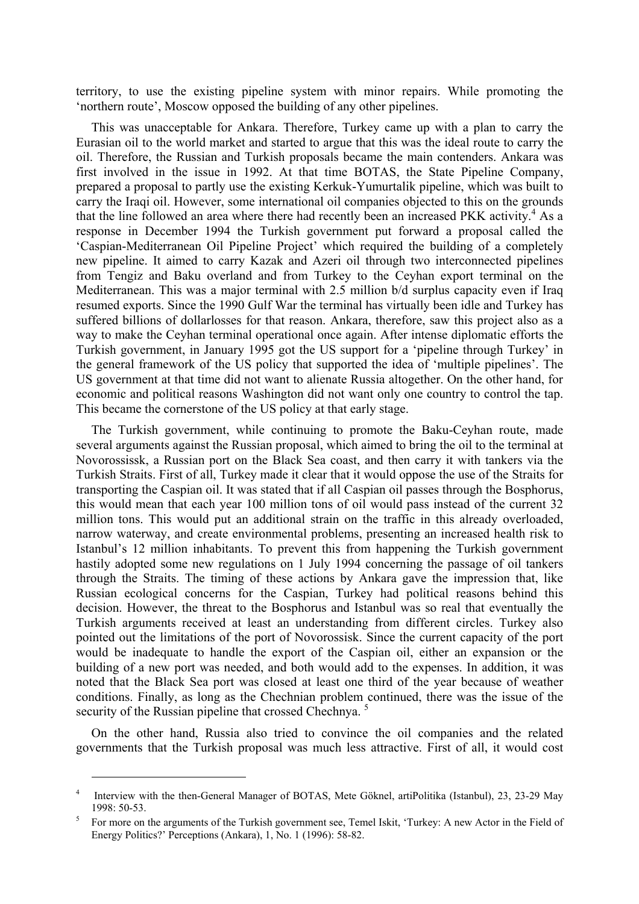territory, to use the existing pipeline system with minor repairs. While promoting the 'northern route', Moscow opposed the building of any other pipelines.

This was unacceptable for Ankara. Therefore, Turkey came up with a plan to carry the Eurasian oil to the world market and started to argue that this was the ideal route to carry the oil. Therefore, the Russian and Turkish proposals became the main contenders. Ankara was first involved in the issue in 1992. At that time BOTAS, the State Pipeline Company, prepared a proposal to partly use the existing Kerkuk-Yumurtalik pipeline, which was built to carry the Iraqi oil. However, some international oil companies objected to this on the grounds that the line followed an area where there had recently been an increased PKK activity.[4] As a response in December 1994 the Turkish government put forward a proposal called the 'Caspian-Mediterranean Oil Pipeline Project' which required the building of a completely new pipeline. It aimed to carry Kazak and Azeri oil through two interconnected pipelines from Tengiz and Baku overland and from Turkey to the Ceyhan export terminal on the Mediterranean. This was a major terminal with 2.5 million b/d surplus capacity even if Iraq resumed exports. Since the 1990 Gulf War the terminal has virtually been idle and Turkey has suffered billions of dollarlosses for that reason. Ankara, therefore, saw this project also as a way to make the Ceyhan terminal operational once again. After intense diplomatic efforts the Turkish government, in January 1995 got the US support for a 'pipeline through Turkey' in the general framework of the US policy that supported the idea of 'multiple pipelines'. The US government at that time did not want to alienate Russia altogether. On the other hand, for economic and political reasons Washington did not want only one country to control the tap. This became the cornerstone of the US policy at that early stage.

The Turkish government, while continuing to promote the Baku-Ceyhan route, made several arguments against the Russian proposal, which aimed to bring the oil to the terminal at Novorossissk, a Russian port on the Black Sea coast, and then carry it with tankers via the Turkish Straits. First of all, Turkey made it clear that it would oppose the use of the Straits for transporting the Caspian oil. It was stated that if all Caspian oil passes through the Bosphorus, this would mean that each year 100 million tons of oil would pass instead of the current 32 million tons. This would put an additional strain on the traffic in this already overloaded, narrow waterway, and create environmental problems, presenting an increased health risk to Istanbul's 12 million inhabitants. To prevent this from happening the Turkish government hastily adopted some new regulations on 1 July 1994 concerning the passage of oil tankers through the Straits. The timing of these actions by Ankara gave the impression that, like Russian ecological concerns for the Caspian, Turkey had political reasons behind this decision. However, the threat to the Bosphorus and Istanbul was so real that eventually the Turkish arguments received at least an understanding from different circles. Turkey also pointed out the limitations of the port of Novorossisk. Since the current capacity of the port would be inadequate to handle the export of the Caspian oil, either an expansion or the building of a new port was needed, and both would add to the expenses. In addition, it was noted that the Black Sea port was closed at least one third of the year because of weather conditions. Finally, as long as the Chechnian problem continued, there was the issue of the security of the Russian pipeline that crossed Chechnya.[5]

On the other hand, Russia also tried to convince the oil companies and the related governments that the Turkish proposal was much less attractive. First of all, it would cost

---

[4] Interview with the then-General Manager of BOTAS, Mete Göknel, artiPolitika (Istanbul), 23, 23-29 May 1998: 50-53.

[5] For more on the arguments of the Turkish government see, Temel Iskit, 'Turkey: A new Actor in the Field of Energy Politics?' Perceptions (Ankara), 1, No. 1 (1996): 58-82.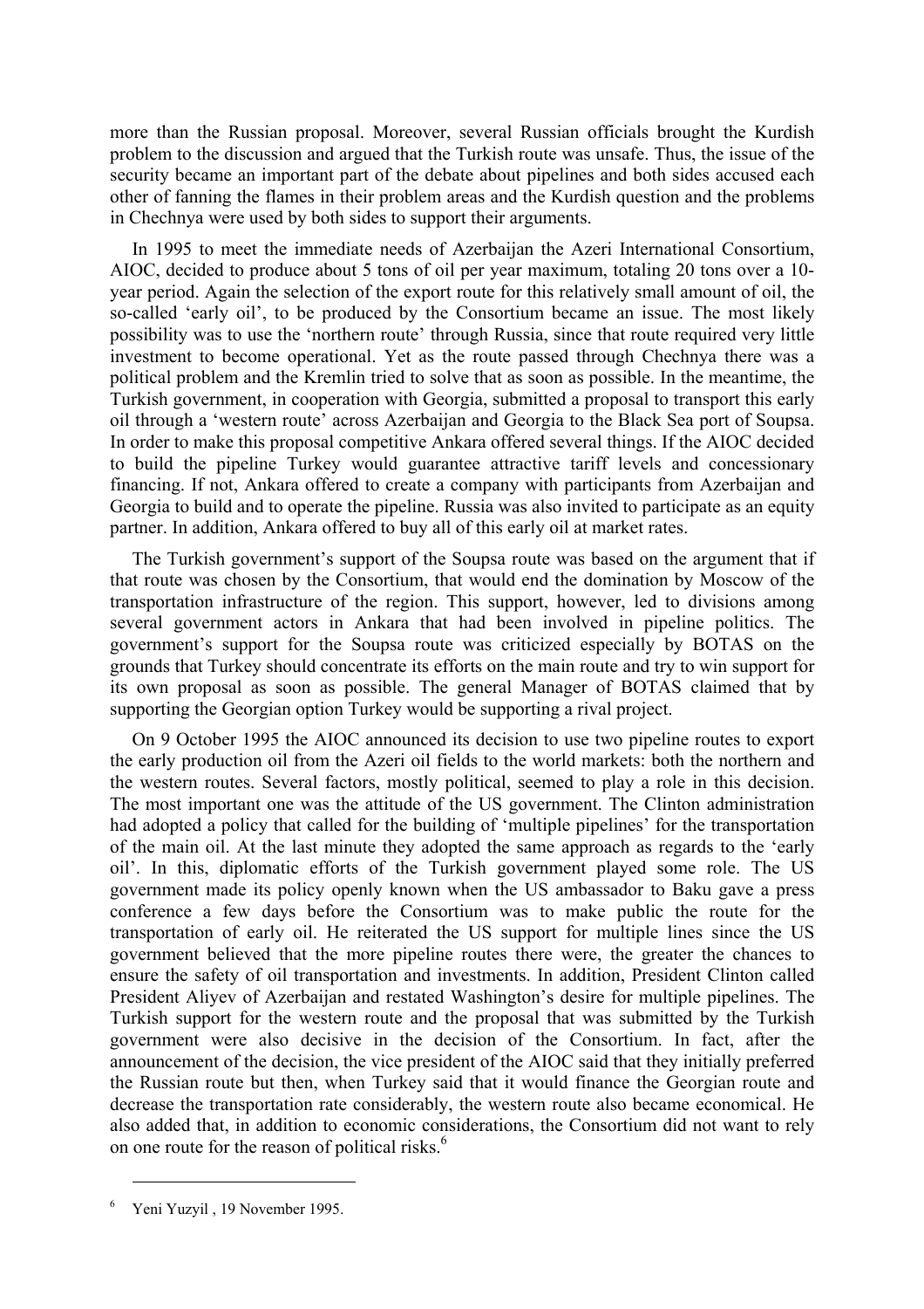more than the Russian proposal. Moreover, several Russian officials brought the Kurdish problem to the discussion and argued that the Turkish route was unsafe. Thus, the issue of the security became an important part of the debate about pipelines and both sides accused each other of fanning the flames in their problem areas and the Kurdish question and the problems in Chechnya were used by both sides to support their arguments.

In 1995 to meet the immediate needs of Azerbaijan the Azeri International Consortium, AIOC, decided to produce about 5 tons of oil per year maximum, totaling 20 tons over a 10-year period. Again the selection of the export route for this relatively small amount of oil, the so-called 'early oil', to be produced by the Consortium became an issue. The most likely possibility was to use the 'northern route' through Russia, since that route required very little investment to become operational. Yet as the route passed through Chechnya there was a political problem and the Kremlin tried to solve that as soon as possible. In the meantime, the Turkish government, in cooperation with Georgia, submitted a proposal to transport this early oil through a 'western route' across Azerbaijan and Georgia to the Black Sea port of Soupsa. In order to make this proposal competitive Ankara offered several things. If the AIOC decided to build the pipeline Turkey would guarantee attractive tariff levels and concessionary financing. If not, Ankara offered to create a company with participants from Azerbaijan and Georgia to build and to operate the pipeline. Russia was also invited to participate as an equity partner. In addition, Ankara offered to buy all of this early oil at market rates.

The Turkish government's support of the Soupsa route was based on the argument that if that route was chosen by the Consortium, that would end the domination by Moscow of the transportation infrastructure of the region. This support, however, led to divisions among several government actors in Ankara that had been involved in pipeline politics. The government's support for the Soupsa route was criticized especially by BOTAS on the grounds that Turkey should concentrate its efforts on the main route and try to win support for its own proposal as soon as possible. The general Manager of BOTAS claimed that by supporting the Georgian option Turkey would be supporting a rival project.

On 9 October 1995 the AIOC announced its decision to use two pipeline routes to export the early production oil from the Azeri oil fields to the world markets: both the northern and the western routes. Several factors, mostly political, seemed to play a role in this decision. The most important one was the attitude of the US government. The Clinton administration had adopted a policy that called for the building of 'multiple pipelines' for the transportation of the main oil. At the last minute they adopted the same approach as regards to the 'early oil'. In this, diplomatic efforts of the Turkish government played some role. The US government made its policy openly known when the US ambassador to Baku gave a press conference a few days before the Consortium was to make public the route for the transportation of early oil. He reiterated the US support for multiple lines since the US government believed that the more pipeline routes there were, the greater the chances to ensure the safety of oil transportation and investments. In addition, President Clinton called President Aliyev of Azerbaijan and restated Washington's desire for multiple pipelines. The Turkish support for the western route and the proposal that was submitted by the Turkish government were also decisive in the decision of the Consortium. In fact, after the announcement of the decision, the vice president of the AIOC said that they initially preferred the Russian route but then, when Turkey said that it would finance the Georgian route and decrease the transportation rate considerably, the western route also became economical. He also added that, in addition to economic considerations, the Consortium did not want to rely on one route for the reason of political risks.[6]

---

[6] Yeni Yuzyil , 19 November 1995.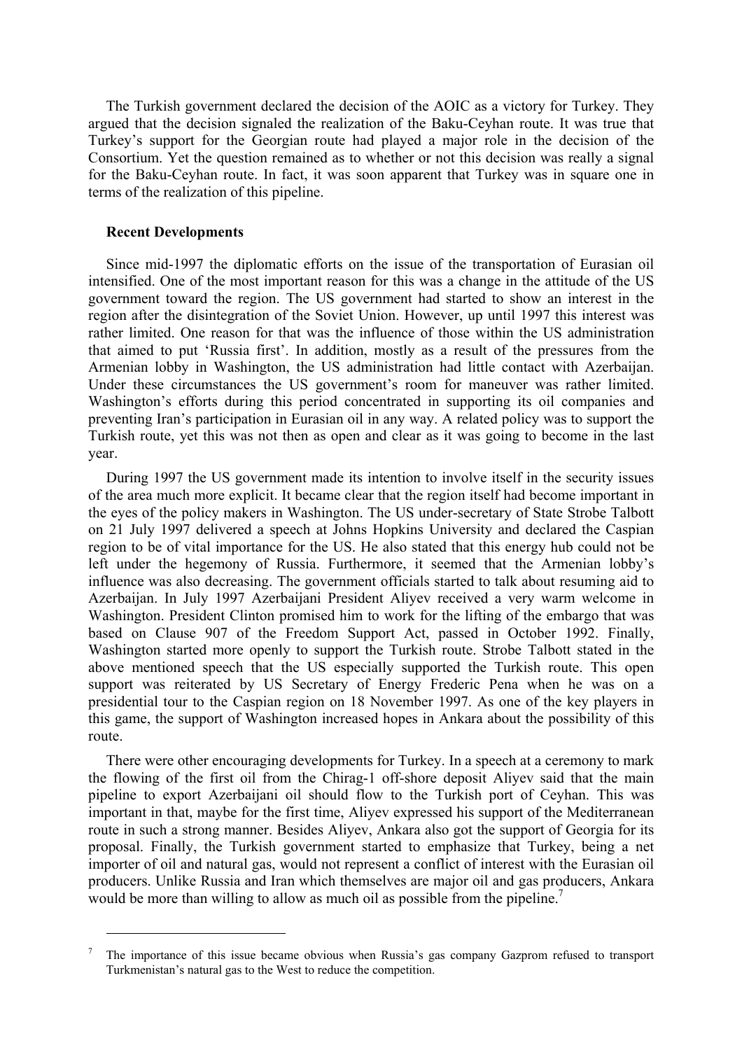The Turkish government declared the decision of the AOIC as a victory for Turkey. They argued that the decision signaled the realization of the Baku-Ceyhan route. It was true that Turkey's support for the Georgian route had played a major role in the decision of the Consortium. Yet the question remained as to whether or not this decision was really a signal for the Baku-Ceyhan route. In fact, it was soon apparent that Turkey was in square one in terms of the realization of this pipeline.

### Recent Developments

Since mid-1997 the diplomatic efforts on the issue of the transportation of Eurasian oil intensified. One of the most important reason for this was a change in the attitude of the US government toward the region. The US government had started to show an interest in the region after the disintegration of the Soviet Union. However, up until 1997 this interest was rather limited. One reason for that was the influence of those within the US administration that aimed to put 'Russia first'. In addition, mostly as a result of the pressures from the Armenian lobby in Washington, the US administration had little contact with Azerbaijan. Under these circumstances the US government's room for maneuver was rather limited. Washington's efforts during this period concentrated in supporting its oil companies and preventing Iran's participation in Eurasian oil in any way. A related policy was to support the Turkish route, yet this was not then as open and clear as it was going to become in the last year.

During 1997 the US government made its intention to involve itself in the security issues of the area much more explicit. It became clear that the region itself had become important in the eyes of the policy makers in Washington. The US under-secretary of State Strobe Talbott on 21 July 1997 delivered a speech at Johns Hopkins University and declared the Caspian region to be of vital importance for the US. He also stated that this energy hub could not be left under the hegemony of Russia. Furthermore, it seemed that the Armenian lobby's influence was also decreasing. The government officials started to talk about resuming aid to Azerbaijan. In July 1997 Azerbaijani President Aliyev received a very warm welcome in Washington. President Clinton promised him to work for the lifting of the embargo that was based on Clause 907 of the Freedom Support Act, passed in October 1992. Finally, Washington started more openly to support the Turkish route. Strobe Talbott stated in the above mentioned speech that the US especially supported the Turkish route. This open support was reiterated by US Secretary of Energy Frederic Pena when he was on a presidential tour to the Caspian region on 18 November 1997. As one of the key players in this game, the support of Washington increased hopes in Ankara about the possibility of this route.

There were other encouraging developments for Turkey. In a speech at a ceremony to mark the flowing of the first oil from the Chirag-1 off-shore deposit Aliyev said that the main pipeline to export Azerbaijani oil should flow to the Turkish port of Ceyhan. This was important in that, maybe for the first time, Aliyev expressed his support of the Mediterranean route in such a strong manner. Besides Aliyev, Ankara also got the support of Georgia for its proposal. Finally, the Turkish government started to emphasize that Turkey, being a net importer of oil and natural gas, would not represent a conflict of interest with the Eurasian oil producers. Unlike Russia and Iran which themselves are major oil and gas producers, Ankara would be more than willing to allow as much oil as possible from the pipeline.[7]

---

[7] The importance of this issue became obvious when Russia's gas company Gazprom refused to transport Turkmenistan's natural gas to the West to reduce the competition.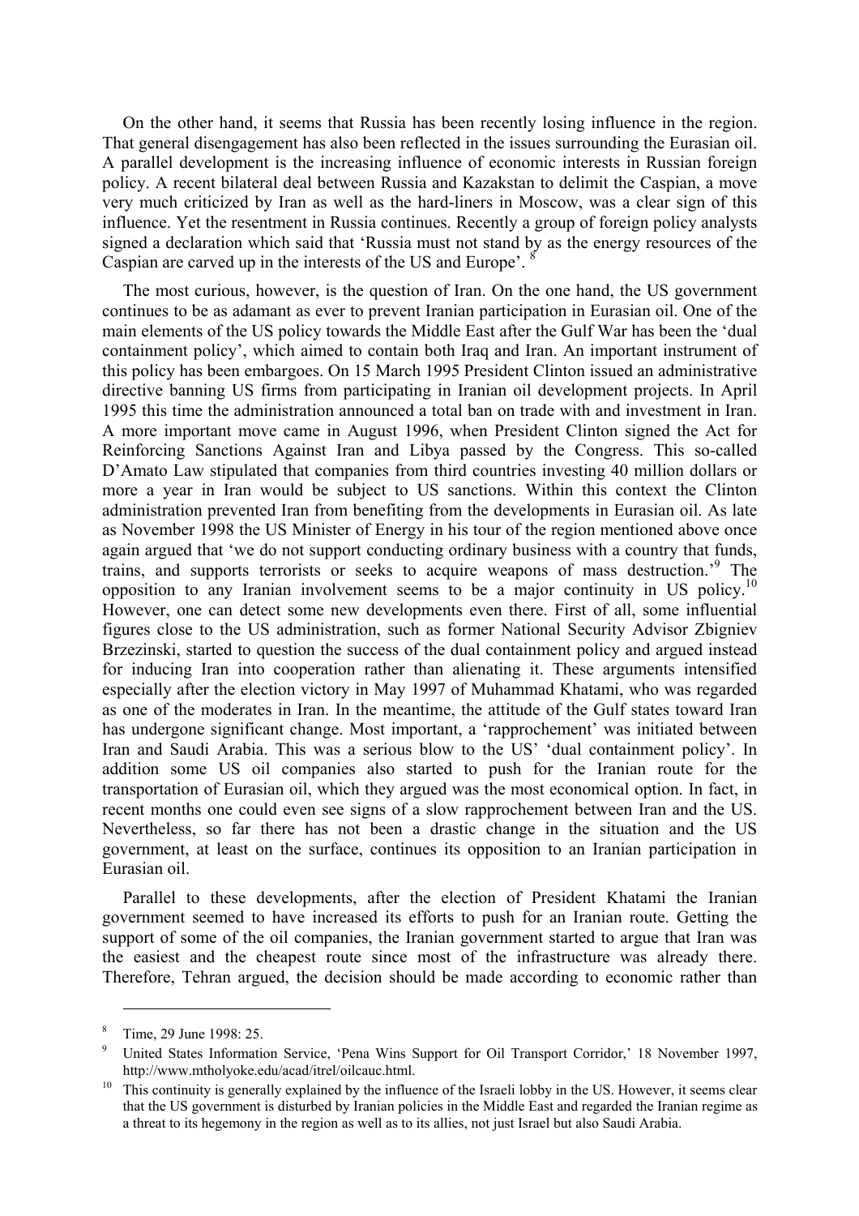On the other hand, it seems that Russia has been recently losing influence in the region. That general disengagement has also been reflected in the issues surrounding the Eurasian oil. A parallel development is the increasing influence of economic interests in Russian foreign policy. A recent bilateral deal between Russia and Kazakstan to delimit the Caspian, a move very much criticized by Iran as well as the hard-liners in Moscow, was a clear sign of this influence. Yet the resentment in Russia continues. Recently a group of foreign policy analysts signed a declaration which said that 'Russia must not stand by as the energy resources of the Caspian are carved up in the interests of the US and Europe'. [8]

The most curious, however, is the question of Iran. On the one hand, the US government continues to be as adamant as ever to prevent Iranian participation in Eurasian oil. One of the main elements of the US policy towards the Middle East after the Gulf War has been the 'dual containment policy', which aimed to contain both Iraq and Iran. An important instrument of this policy has been embargoes. On 15 March 1995 President Clinton issued an administrative directive banning US firms from participating in Iranian oil development projects. In April 1995 this time the administration announced a total ban on trade with and investment in Iran. A more important move came in August 1996, when President Clinton signed the Act for Reinforcing Sanctions Against Iran and Libya passed by the Congress. This so-called D'Amato Law stipulated that companies from third countries investing 40 million dollars or more a year in Iran would be subject to US sanctions. Within this context the Clinton administration prevented Iran from benefiting from the developments in Eurasian oil. As late as November 1998 the US Minister of Energy in his tour of the region mentioned above once again argued that 'we do not support conducting ordinary business with a country that funds, trains, and supports terrorists or seeks to acquire weapons of mass destruction.'[9] The opposition to any Iranian involvement seems to be a major continuity in US policy.[10] However, one can detect some new developments even there. First of all, some influential figures close to the US administration, such as former National Security Advisor Zbigniev Brzezinski, started to question the success of the dual containment policy and argued instead for inducing Iran into cooperation rather than alienating it. These arguments intensified especially after the election victory in May 1997 of Muhammad Khatami, who was regarded as one of the moderates in Iran. In the meantime, the attitude of the Gulf states toward Iran has undergone significant change. Most important, a 'rapprochement' was initiated between Iran and Saudi Arabia. This was a serious blow to the US' 'dual containment policy'. In addition some US oil companies also started to push for the Iranian route for the transportation of Eurasian oil, which they argued was the most economical option. In fact, in recent months one could even see signs of a slow rapprochement between Iran and the US. Nevertheless, so far there has not been a drastic change in the situation and the US government, at least on the surface, continues its opposition to an Iranian participation in Eurasian oil.

Parallel to these developments, after the election of President Khatami the Iranian government seemed to have increased its efforts to push for an Iranian route. Getting the support of some of the oil companies, the Iranian government started to argue that Iran was the easiest and the cheapest route since most of the infrastructure was already there. Therefore, Tehran argued, the decision should be made according to economic rather than

---

[8] Time, 29 June 1998: 25.

[9] United States Information Service, 'Pena Wins Support for Oil Transport Corridor,' 18 November 1997, http://www.mtholyoke.edu/acad/itrel/oilcauc.html.

[10] This continuity is generally explained by the influence of the Israeli lobby in the US. However, it seems clear that the US government is disturbed by Iranian policies in the Middle East and regarded the Iranian regime as a threat to its hegemony in the region as well as to its allies, not just Israel but also Saudi Arabia.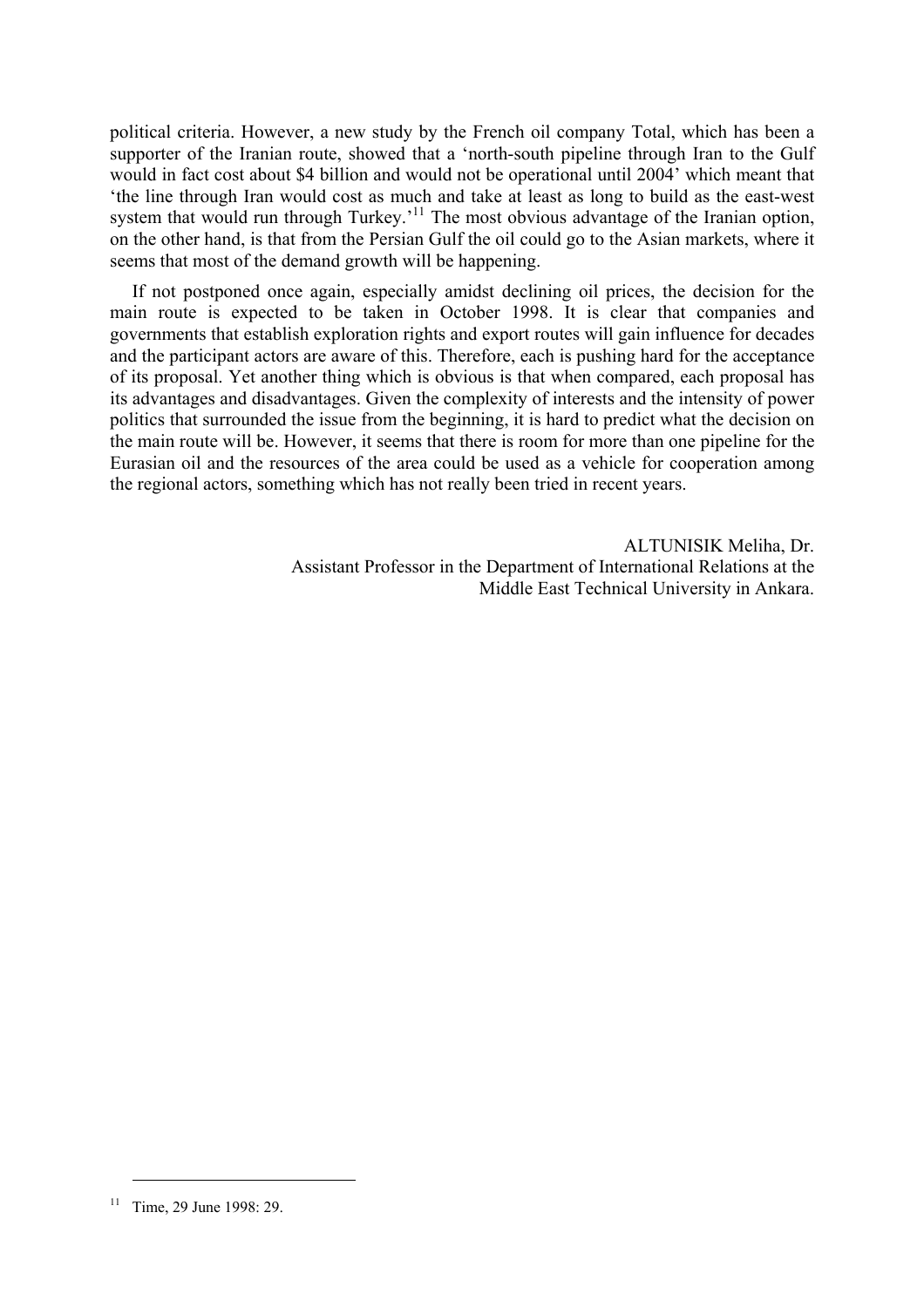political criteria. However, a new study by the French oil company Total, which has been a supporter of the Iranian route, showed that a 'north-south pipeline through Iran to the Gulf would in fact cost about $4 billion and would not be operational until 2004' which meant that 'the line through Iran would cost as much and take at least as long to build as the east-west system that would run through Turkey.'[11] The most obvious advantage of the Iranian option, on the other hand, is that from the Persian Gulf the oil could go to the Asian markets, where it seems that most of the demand growth will be happening.

If not postponed once again, especially amidst declining oil prices, the decision for the main route is expected to be taken in October 1998. It is clear that companies and governments that establish exploration rights and export routes will gain influence for decades and the participant actors are aware of this. Therefore, each is pushing hard for the acceptance of its proposal. Yet another thing which is obvious is that when compared, each proposal has its advantages and disadvantages. Given the complexity of interests and the intensity of power politics that surrounded the issue from the beginning, it is hard to predict what the decision on the main route will be. However, it seems that there is room for more than one pipeline for the Eurasian oil and the resources of the area could be used as a vehicle for cooperation among the regional actors, something which has not really been tried in recent years.

ALTUNISIK Meliha, Dr.
Assistant Professor in the Department of International Relations at the Middle East Technical University in Ankara.

---

[11] Time, 29 June 1998: 29.